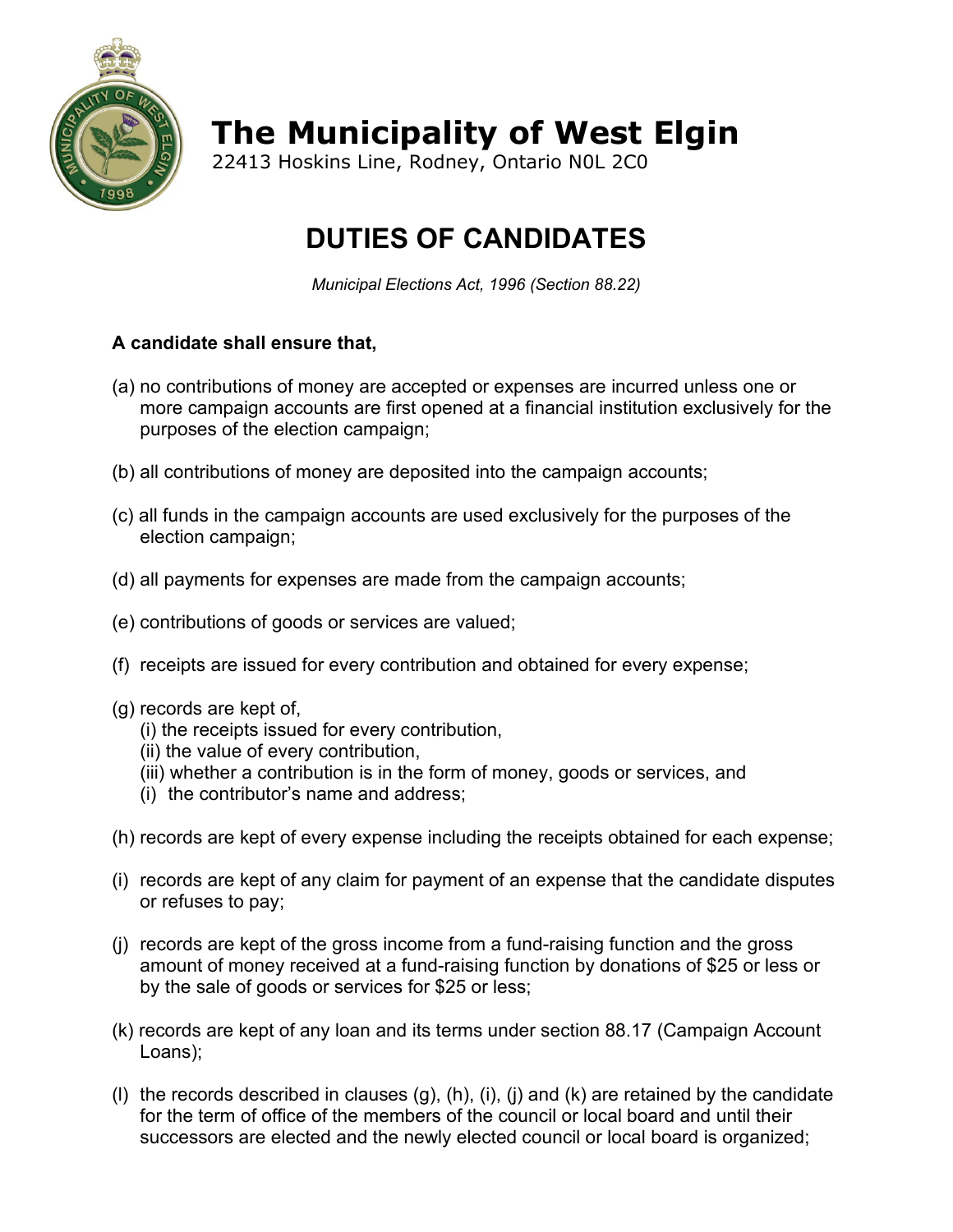# The Municipality of West Elgin

22413 Hoskins Line, Rodney, Ontario N0L 2C0

## DUTIES OF CANDIDATES

*Municipal Elections Act, 1996 (Section 88.22)*

**A candidate shall ensure that,**

(a) no contributions of money are accepted or expenses are incurred unless one or more campaign accounts are first opened at a financial institution exclusively for the purposes of the election campaign;

(b) all contributions of money are deposited into the campaign accounts;

(c) all funds in the campaign accounts are used exclusively for the purposes of the election campaign;

(d) all payments for expenses are made from the campaign accounts;

(e) contributions of goods or services are valued;

(f) receipts are issued for every contribution and obtained for every expense;

(g) records are kept of,
  (i) the receipts issued for every contribution,
  (ii) the value of every contribution,
  (iii) whether a contribution is in the form of money, goods or services, and
  (i) the contributor's name and address;

(h) records are kept of every expense including the receipts obtained for each expense;

(i) records are kept of any claim for payment of an expense that the candidate disputes or refuses to pay;

(j) records are kept of the gross income from a fund-raising function and the gross amount of money received at a fund-raising function by donations of $25 or less or by the sale of goods or services for $25 or less;

(k) records are kept of any loan and its terms under section 88.17 (Campaign Account Loans);

(l) the records described in clauses (g), (h), (i), (j) and (k) are retained by the candidate for the term of office of the members of the council or local board and until their successors are elected and the newly elected council or local board is organized;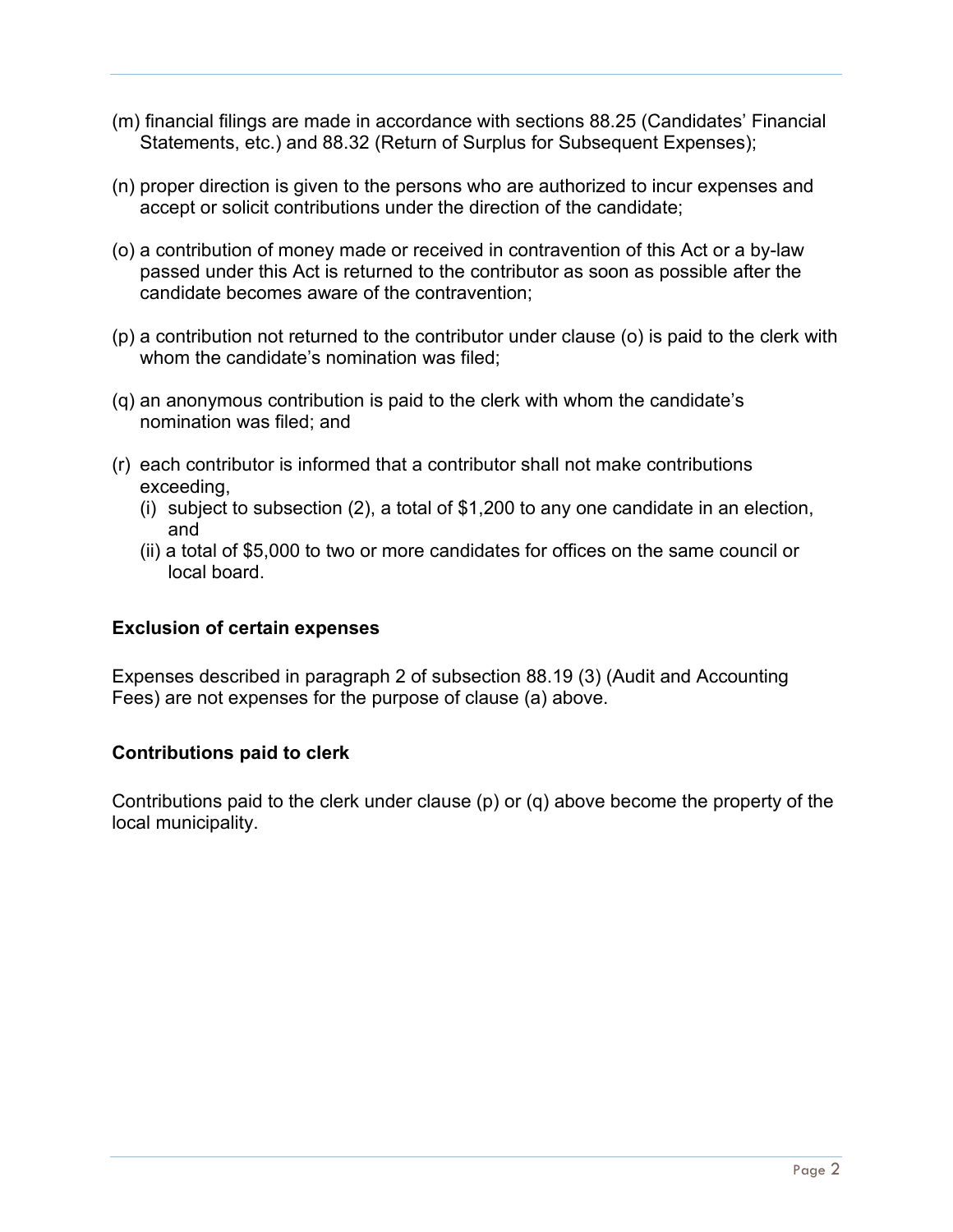(m) financial filings are made in accordance with sections 88.25 (Candidates' Financial Statements, etc.) and 88.32 (Return of Surplus for Subsequent Expenses);

(n) proper direction is given to the persons who are authorized to incur expenses and accept or solicit contributions under the direction of the candidate;

(o) a contribution of money made or received in contravention of this Act or a by-law passed under this Act is returned to the contributor as soon as possible after the candidate becomes aware of the contravention;

(p) a contribution not returned to the contributor under clause (o) is paid to the clerk with whom the candidate's nomination was filed;

(q) an anonymous contribution is paid to the clerk with whom the candidate's nomination was filed; and

(r) each contributor is informed that a contributor shall not make contributions exceeding,
   (i) subject to subsection (2), a total of $1,200 to any one candidate in an election, and
   (ii) a total of $5,000 to two or more candidates for offices on the same council or local board.

**Exclusion of certain expenses**

Expenses described in paragraph 2 of subsection 88.19 (3) (Audit and Accounting Fees) are not expenses for the purpose of clause (a) above.

**Contributions paid to clerk**

Contributions paid to the clerk under clause (p) or (q) above become the property of the local municipality.